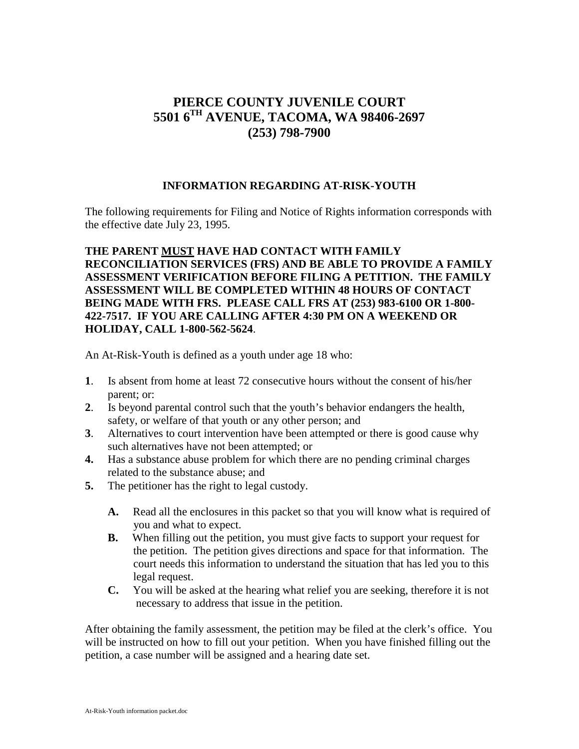# PIERCE COUNTY JUVENILE COURT
# 5501 6$^{TH}$ AVENUE, TACOMA, WA 98406-2697
# (253) 798-7900

## INFORMATION REGARDING AT-RISK-YOUTH

The following requirements for Filing and Notice of Rights information corresponds with the effective date July 23, 1995.

**THE PARENT <u>MUST</u> HAVE HAD CONTACT WITH FAMILY RECONCILIATION SERVICES (FRS) AND BE ABLE TO PROVIDE A FAMILY ASSESSMENT VERIFICATION BEFORE FILING A PETITION. THE FAMILY ASSESSMENT WILL BE COMPLETED WITHIN 48 HOURS OF CONTACT BEING MADE WITH FRS. PLEASE CALL FRS AT (253) 983-6100 OR 1-800-422-7517. IF YOU ARE CALLING AFTER 4:30 PM ON A WEEKEND OR HOLIDAY, CALL 1-800-562-5624**.

An At-Risk-Youth is defined as a youth under age 18 who:

**1**. Is absent from home at least 72 consecutive hours without the consent of his/her parent; or:
**2**. Is beyond parental control such that the youth's behavior endangers the health, safety, or welfare of that youth or any other person; and
**3**. Alternatives to court intervention have been attempted or there is good cause why such alternatives have not been attempted; or
**4.** Has a substance abuse problem for which there are no pending criminal charges related to the substance abuse; and
**5.** The petitioner has the right to legal custody.

- **A.** Read all the enclosures in this packet so that you will know what is required of you and what to expect.
- **B.** When filling out the petition, you must give facts to support your request for the petition. The petition gives directions and space for that information. The court needs this information to understand the situation that has led you to this legal request.
- **C.** You will be asked at the hearing what relief you are seeking, therefore it is not necessary to address that issue in the petition.

After obtaining the family assessment, the petition may be filed at the clerk's office. You will be instructed on how to fill out your petition. When you have finished filling out the petition, a case number will be assigned and a hearing date set.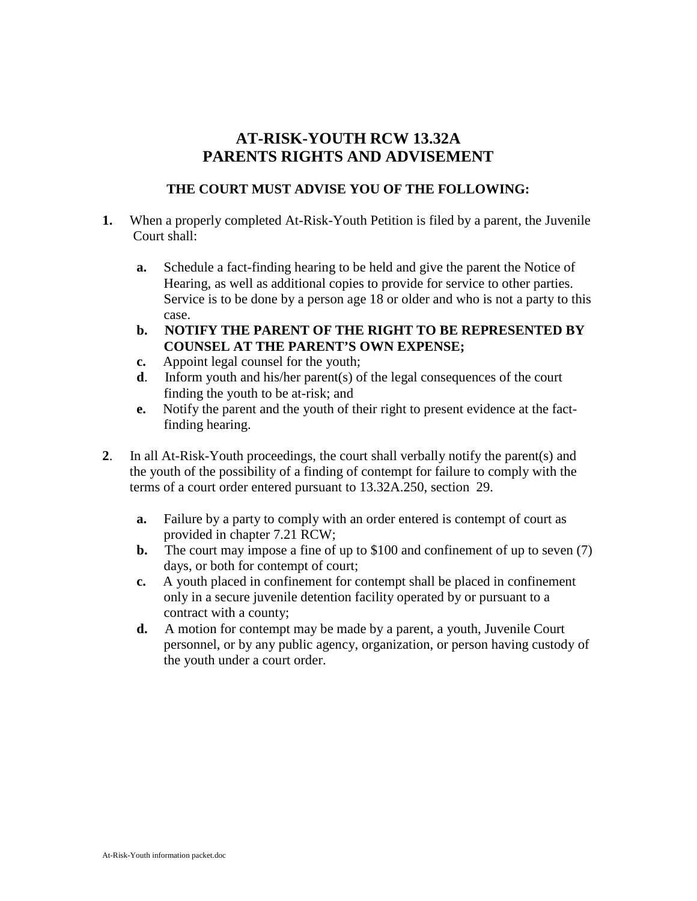# AT-RISK-YOUTH RCW 13.32A
# PARENTS RIGHTS AND ADVISEMENT

### THE COURT MUST ADVISE YOU OF THE FOLLOWING:

**1.** When a properly completed At-Risk-Youth Petition is filed by a parent, the Juvenile Court shall:

- **a.** Schedule a fact-finding hearing to be held and give the parent the Notice of Hearing, as well as additional copies to provide for service to other parties. Service is to be done by a person age 18 or older and who is not a party to this case.
- **b. NOTIFY THE PARENT OF THE RIGHT TO BE REPRESENTED BY COUNSEL AT THE PARENT'S OWN EXPENSE;**
- **c.** Appoint legal counsel for the youth;
- **d**. Inform youth and his/her parent(s) of the legal consequences of the court finding the youth to be at-risk; and
- **e.** Notify the parent and the youth of their right to present evidence at the fact-finding hearing.

**2**. In all At-Risk-Youth proceedings, the court shall verbally notify the parent(s) and the youth of the possibility of a finding of contempt for failure to comply with the terms of a court order entered pursuant to 13.32A.250, section 29.

- **a.** Failure by a party to comply with an order entered is contempt of court as provided in chapter 7.21 RCW;
- **b.** The court may impose a fine of up to $100 and confinement of up to seven (7) days, or both for contempt of court;
- **c.** A youth placed in confinement for contempt shall be placed in confinement only in a secure juvenile detention facility operated by or pursuant to a contract with a county;
- **d.** A motion for contempt may be made by a parent, a youth, Juvenile Court personnel, or by any public agency, organization, or person having custody of the youth under a court order.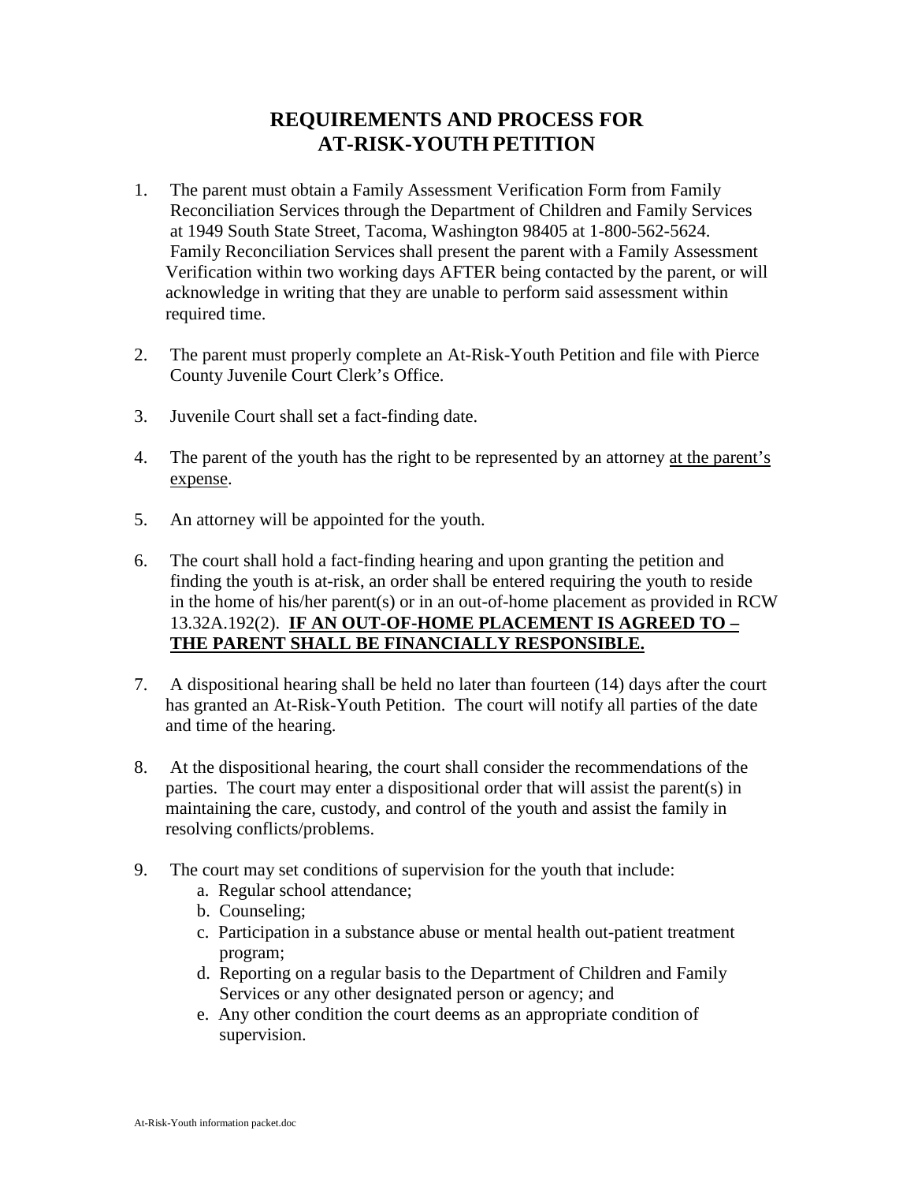# REQUIREMENTS AND PROCESS FOR AT-RISK-YOUTH PETITION

1. The parent must obtain a Family Assessment Verification Form from Family Reconciliation Services through the Department of Children and Family Services at 1949 South State Street, Tacoma, Washington 98405 at 1-800-562-5624. Family Reconciliation Services shall present the parent with a Family Assessment Verification within two working days AFTER being contacted by the parent, or will acknowledge in writing that they are unable to perform said assessment within required time.

2. The parent must properly complete an At-Risk-Youth Petition and file with Pierce County Juvenile Court Clerk's Office.

3. Juvenile Court shall set a fact-finding date.

4. The parent of the youth has the right to be represented by an attorney <u>at the parent's expense</u>.

5. An attorney will be appointed for the youth.

6. The court shall hold a fact-finding hearing and upon granting the petition and finding the youth is at-risk, an order shall be entered requiring the youth to reside in the home of his/her parent(s) or in an out-of-home placement as provided in RCW 13.32A.192(2). **<u>IF AN OUT-OF-HOME PLACEMENT IS AGREED TO – THE PARENT SHALL BE FINANCIALLY RESPONSIBLE.</u>**

7. A dispositional hearing shall be held no later than fourteen (14) days after the court has granted an At-Risk-Youth Petition. The court will notify all parties of the date and time of the hearing.

8. At the dispositional hearing, the court shall consider the recommendations of the parties. The court may enter a dispositional order that will assist the parent(s) in maintaining the care, custody, and control of the youth and assist the family in resolving conflicts/problems.

9. The court may set conditions of supervision for the youth that include:
   a. Regular school attendance;
   b. Counseling;
   c. Participation in a substance abuse or mental health out-patient treatment program;
   d. Reporting on a regular basis to the Department of Children and Family Services or any other designated person or agency; and
   e. Any other condition the court deems as an appropriate condition of supervision.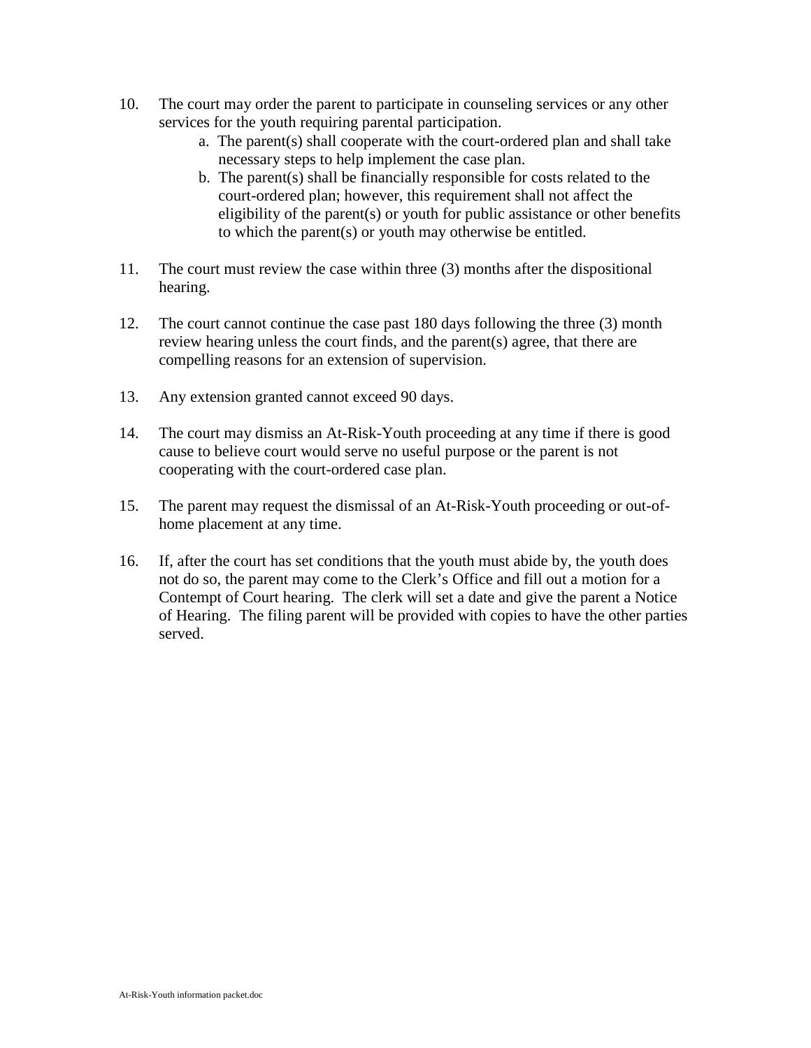10. The court may order the parent to participate in counseling services or any other services for the youth requiring parental participation.
    a. The parent(s) shall cooperate with the court-ordered plan and shall take necessary steps to help implement the case plan.
    b. The parent(s) shall be financially responsible for costs related to the court-ordered plan; however, this requirement shall not affect the eligibility of the parent(s) or youth for public assistance or other benefits to which the parent(s) or youth may otherwise be entitled.

11. The court must review the case within three (3) months after the dispositional hearing.

12. The court cannot continue the case past 180 days following the three (3) month review hearing unless the court finds, and the parent(s) agree, that there are compelling reasons for an extension of supervision.

13. Any extension granted cannot exceed 90 days.

14. The court may dismiss an At-Risk-Youth proceeding at any time if there is good cause to believe court would serve no useful purpose or the parent is not cooperating with the court-ordered case plan.

15. The parent may request the dismissal of an At-Risk-Youth proceeding or out-of-home placement at any time.

16. If, after the court has set conditions that the youth must abide by, the youth does not do so, the parent may come to the Clerk's Office and fill out a motion for a Contempt of Court hearing. The clerk will set a date and give the parent a Notice of Hearing. The filing parent will be provided with copies to have the other parties served.